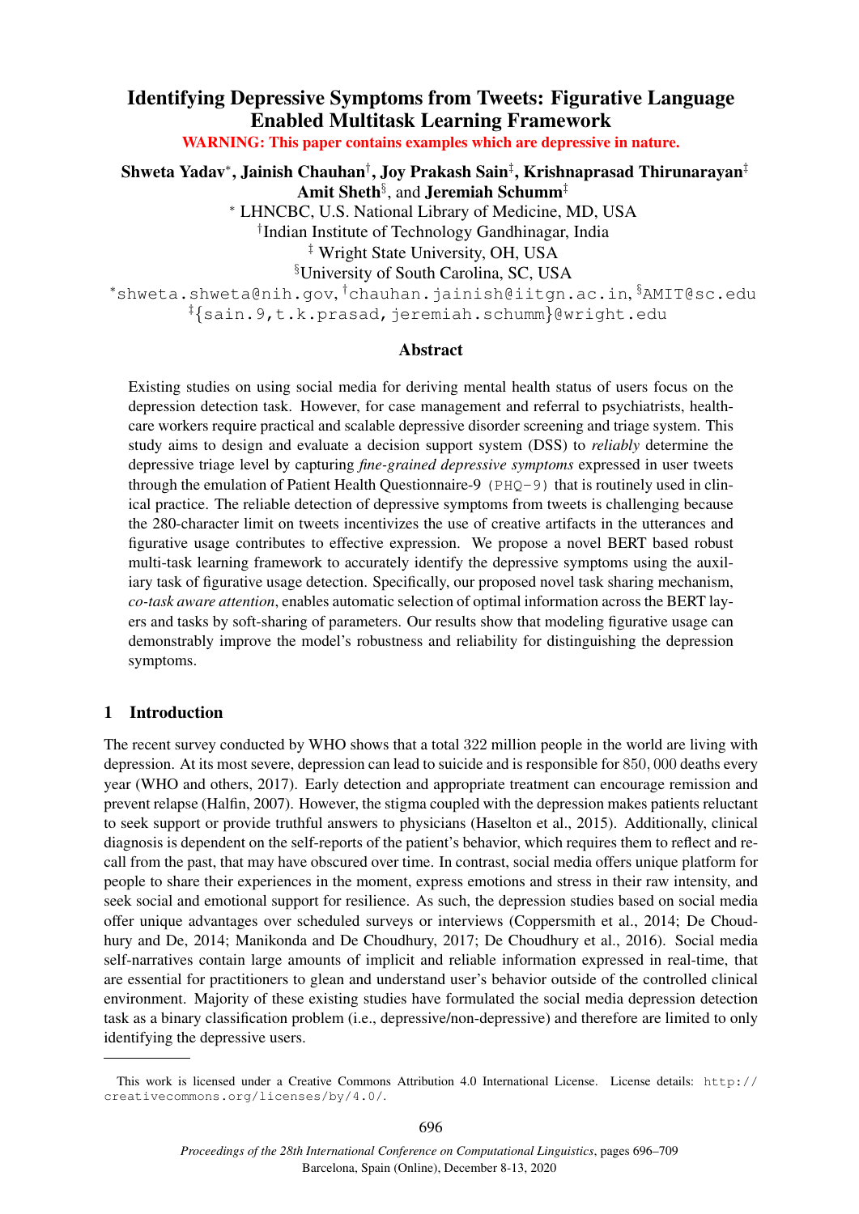# Identifying Depressive Symptoms from Tweets: Figurative Language Enabled Multitask Learning Framework

**WARNING: This paper contains examples which are depressive in nature.**

**Shweta Yadav**[*], **Jainish Chauhan**[†], **Joy Prakash Sain**[‡], **Krishnaprasad Thirunarayan**[‡]
**Amit Sheth**[§], and **Jeremiah Schumm**[‡]

[*] LHNCBC, U.S. National Library of Medicine, MD, USA
[†]Indian Institute of Technology Gandhinagar, India
[‡] Wright State University, OH, USA
[§]University of South Carolina, SC, USA

[*]shweta.shweta@nih.gov, [†]chauhan.jainish@iitgn.ac.in, [§]AMIT@sc.edu
[‡]{sain.9,t.k.prasad,jeremiah.schumm}@wright.edu

## Abstract

Existing studies on using social media for deriving mental health status of users focus on the depression detection task. However, for case management and referral to psychiatrists, health-care workers require practical and scalable depressive disorder screening and triage system. This study aims to design and evaluate a decision support system (DSS) to *reliably* determine the depressive triage level by capturing *fine-grained depressive symptoms* expressed in user tweets through the emulation of Patient Health Questionnaire-9 (PHQ-9) that is routinely used in clinical practice. The reliable detection of depressive symptoms from tweets is challenging because the 280-character limit on tweets incentivizes the use of creative artifacts in the utterances and figurative usage contributes to effective expression. We propose a novel BERT based robust multi-task learning framework to accurately identify the depressive symptoms using the auxiliary task of figurative usage detection. Specifically, our proposed novel task sharing mechanism, *co-task aware attention*, enables automatic selection of optimal information across the BERT layers and tasks by soft-sharing of parameters. Our results show that modeling figurative usage can demonstrably improve the model's robustness and reliability for distinguishing the depression symptoms.

## 1 Introduction

The recent survey conducted by WHO shows that a total 322 million people in the world are living with depression. At its most severe, depression can lead to suicide and is responsible for 850,000 deaths every year (WHO and others, 2017). Early detection and appropriate treatment can encourage remission and prevent relapse (Halfin, 2007). However, the stigma coupled with the depression makes patients reluctant to seek support or provide truthful answers to physicians (Haselton et al., 2015). Additionally, clinical diagnosis is dependent on the self-reports of the patient's behavior, which requires them to reflect and recall from the past, that may have obscured over time. In contrast, social media offers unique platform for people to share their experiences in the moment, express emotions and stress in their raw intensity, and seek social and emotional support for resilience. As such, the depression studies based on social media offer unique advantages over scheduled surveys or interviews (Coppersmith et al., 2014; De Choudhury and De, 2014; Manikonda and De Choudhury, 2017; De Choudhury et al., 2016). Social media self-narratives contain large amounts of implicit and reliable information expressed in real-time, that are essential for practitioners to glean and understand user's behavior outside of the controlled clinical environment. Majority of these existing studies have formulated the social media depression detection task as a binary classification problem (i.e., depressive/non-depressive) and therefore are limited to only identifying the depressive users.

This work is licensed under a Creative Commons Attribution 4.0 International License. License details: http://creativecommons.org/licenses/by/4.0/.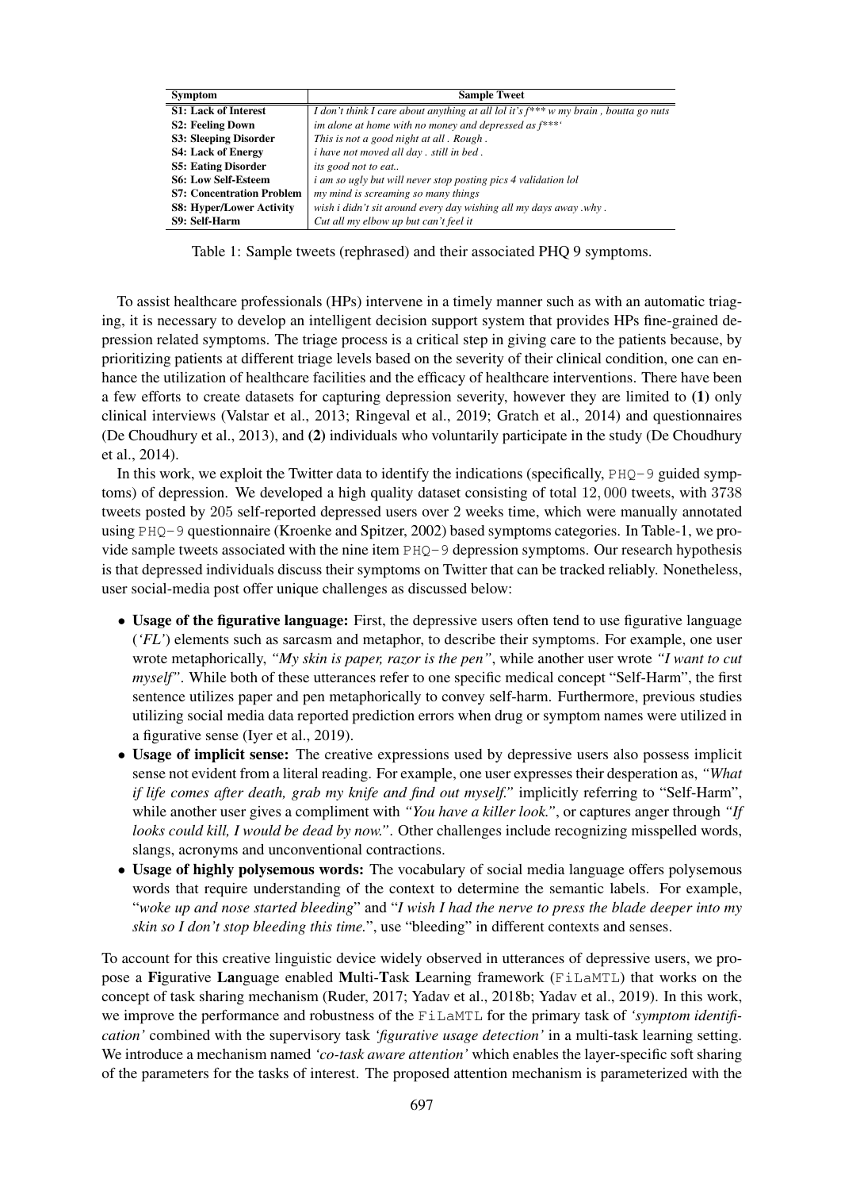| Symptom | Sample Tweet |
|---|---|
| **S1: Lack of Interest** | *I don't think I care about anything at all lol it's f*** w my brain , boutta go nuts* |
| **S2: Feeling Down** | *im alone at home with no money and depressed as f***'* |
| **S3: Sleeping Disorder** | *This is not a good night at all . Rough .* |
| **S4: Lack of Energy** | *i have not moved all day . still in bed .* |
| **S5: Eating Disorder** | *its good not to eat..* |
| **S6: Low Self-Esteem** | *i am so ugly but will never stop posting pics 4 validation lol* |
| **S7: Concentration Problem** | *my mind is screaming so many things* |
| **S8: Hyper/Lower Activity** | *wish i didn't sit around every day wishing all my days away .why .* |
| **S9: Self-Harm** | *Cut all my elbow up but can't feel it* |

Table 1: Sample tweets (rephrased) and their associated PHQ 9 symptoms.

To assist healthcare professionals (HPs) intervene in a timely manner such as with an automatic triaging, it is necessary to develop an intelligent decision support system that provides HPs fine-grained depression related symptoms. The triage process is a critical step in giving care to the patients because, by prioritizing patients at different triage levels based on the severity of their clinical condition, one can enhance the utilization of healthcare facilities and the efficacy of healthcare interventions. There have been a few efforts to create datasets for capturing depression severity, however they are limited to **(1)** only clinical interviews (Valstar et al., 2013; Ringeval et al., 2019; Gratch et al., 2014) and questionnaires (De Choudhury et al., 2013), and **(2)** individuals who voluntarily participate in the study (De Choudhury et al., 2014).

In this work, we exploit the Twitter data to identify the indications (specifically, `PHQ-9` guided symptoms) of depression. We developed a high quality dataset consisting of total $12,000$ tweets, with $3738$ tweets posted by $205$ self-reported depressed users over $2$ weeks time, which were manually annotated using `PHQ-9` questionnaire (Kroenke and Spitzer, 2002) based symptoms categories. In Table-1, we provide sample tweets associated with the nine item `PHQ-9` depression symptoms. Our research hypothesis is that depressed individuals discuss their symptoms on Twitter that can be tracked reliably. Nonetheless, user social-media post offer unique challenges as discussed below:

- **Usage of the figurative language:** First, the depressive users often tend to use figurative language (*'FL'*) elements such as sarcasm and metaphor, to describe their symptoms. For example, one user wrote metaphorically, *"My skin is paper, razor is the pen"*, while another user wrote *"I want to cut myself"*. While both of these utterances refer to one specific medical concept "Self-Harm", the first sentence utilizes paper and pen metaphorically to convey self-harm. Furthermore, previous studies utilizing social media data reported prediction errors when drug or symptom names were utilized in a figurative sense (Iyer et al., 2019).
- **Usage of implicit sense:** The creative expressions used by depressive users also possess implicit sense not evident from a literal reading. For example, one user expresses their desperation as, *"What if life comes after death, grab my knife and find out myself."* implicitly referring to "Self-Harm", while another user gives a compliment with *"You have a killer look."*, or captures anger through *"If looks could kill, I would be dead by now."*. Other challenges include recognizing misspelled words, slangs, acronyms and unconventional contractions.
- **Usage of highly polysemous words:** The vocabulary of social media language offers polysemous words that require understanding of the context to determine the semantic labels. For example, "*woke up and nose started bleeding*" and "*I wish I had the nerve to press the blade deeper into my skin so I don't stop bleeding this time.*", use "bleeding" in different contexts and senses.

To account for this creative linguistic device widely observed in utterances of depressive users, we propose a **Fi**gurative **La**nguage enabled **M**ulti-**T**ask **L**earning framework (`FiLaMTL`) that works on the concept of task sharing mechanism (Ruder, 2017; Yadav et al., 2018b; Yadav et al., 2019). In this work, we improve the performance and robustness of the `FiLaMTL` for the primary task of *'symptom identification'* combined with the supervisory task *'figurative usage detection'* in a multi-task learning setting. We introduce a mechanism named *'co-task aware attention'* which enables the layer-specific soft sharing of the parameters for the tasks of interest. The proposed attention mechanism is parameterized with the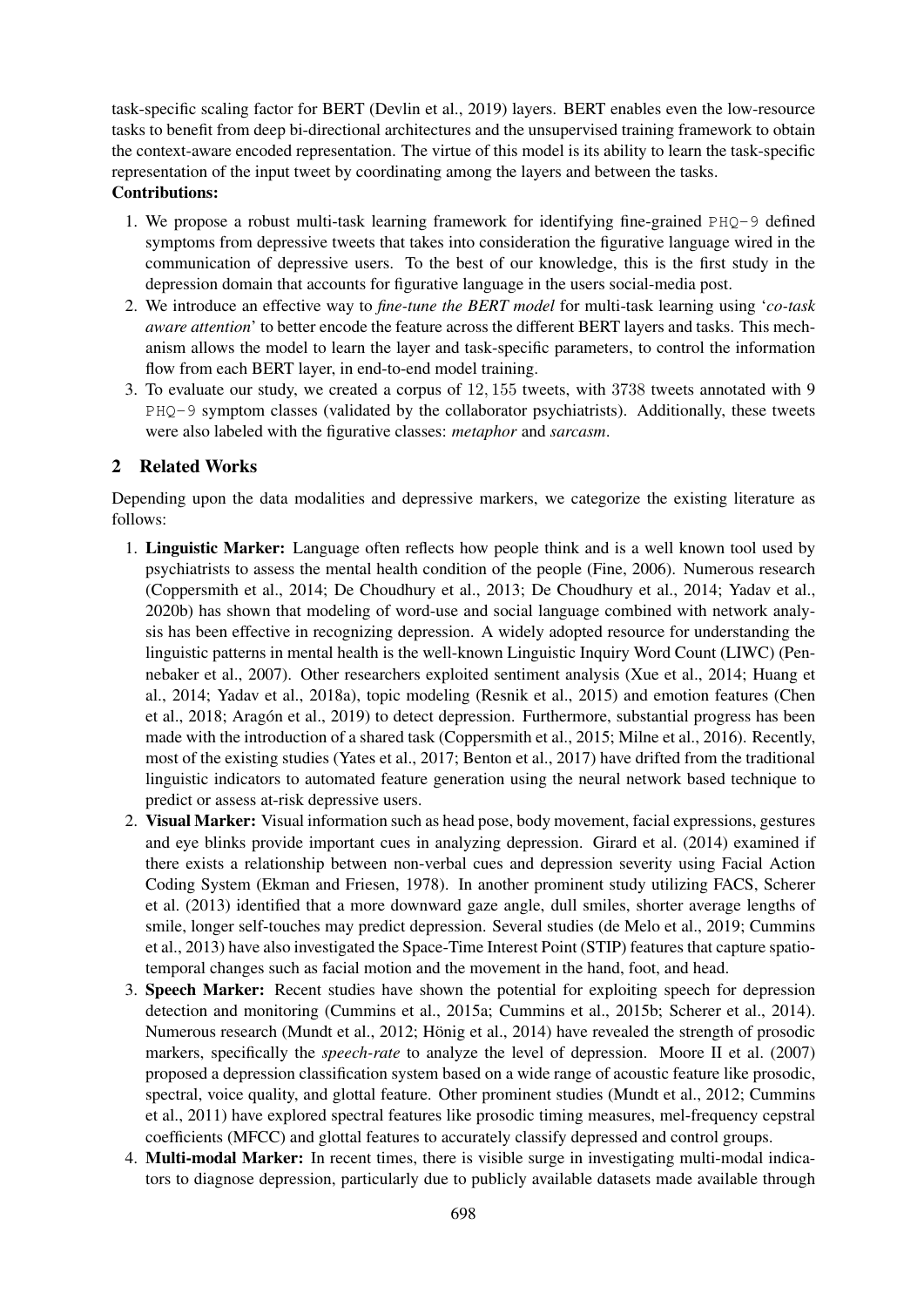task-specific scaling factor for BERT (Devlin et al., 2019) layers. BERT enables even the low-resource tasks to benefit from deep bi-directional architectures and the unsupervised training framework to obtain the context-aware encoded representation. The virtue of this model is its ability to learn the task-specific representation of the input tweet by coordinating among the layers and between the tasks.

**Contributions:**

1. We propose a robust multi-task learning framework for identifying fine-grained `PHQ-9` defined symptoms from depressive tweets that takes into consideration the figurative language wired in the communication of depressive users. To the best of our knowledge, this is the first study in the depression domain that accounts for figurative language in the users social-media post.
2. We introduce an effective way to *fine-tune the BERT model* for multi-task learning using '*co-task aware attention*' to better encode the feature across the different BERT layers and tasks. This mechanism allows the model to learn the layer and task-specific parameters, to control the information flow from each BERT layer, in end-to-end model training.
3. To evaluate our study, we created a corpus of $12,155$ tweets, with $3738$ tweets annotated with 9 `PHQ-9` symptom classes (validated by the collaborator psychiatrists). Additionally, these tweets were also labeled with the figurative classes: *metaphor* and *sarcasm*.

## 2 Related Works

Depending upon the data modalities and depressive markers, we categorize the existing literature as follows:

1. **Linguistic Marker:** Language often reflects how people think and is a well known tool used by psychiatrists to assess the mental health condition of the people (Fine, 2006). Numerous research (Coppersmith et al., 2014; De Choudhury et al., 2013; De Choudhury et al., 2014; Yadav et al., 2020b) has shown that modeling of word-use and social language combined with network analysis has been effective in recognizing depression. A widely adopted resource for understanding the linguistic patterns in mental health is the well-known Linguistic Inquiry Word Count (LIWC) (Pennebaker et al., 2007). Other researchers exploited sentiment analysis (Xue et al., 2014; Huang et al., 2014; Yadav et al., 2018a), topic modeling (Resnik et al., 2015) and emotion features (Chen et al., 2018; Aragón et al., 2019) to detect depression. Furthermore, substantial progress has been made with the introduction of a shared task (Coppersmith et al., 2015; Milne et al., 2016). Recently, most of the existing studies (Yates et al., 2017; Benton et al., 2017) have drifted from the traditional linguistic indicators to automated feature generation using the neural network based technique to predict or assess at-risk depressive users.
2. **Visual Marker:** Visual information such as head pose, body movement, facial expressions, gestures and eye blinks provide important cues in analyzing depression. Girard et al. (2014) examined if there exists a relationship between non-verbal cues and depression severity using Facial Action Coding System (Ekman and Friesen, 1978). In another prominent study utilizing FACS, Scherer et al. (2013) identified that a more downward gaze angle, dull smiles, shorter average lengths of smile, longer self-touches may predict depression. Several studies (de Melo et al., 2019; Cummins et al., 2013) have also investigated the Space-Time Interest Point (STIP) features that capture spatio-temporal changes such as facial motion and the movement in the hand, foot, and head.
3. **Speech Marker:** Recent studies have shown the potential for exploiting speech for depression detection and monitoring (Cummins et al., 2015a; Cummins et al., 2015b; Scherer et al., 2014). Numerous research (Mundt et al., 2012; Hönig et al., 2014) have revealed the strength of prosodic markers, specifically the *speech-rate* to analyze the level of depression. Moore II et al. (2007) proposed a depression classification system based on a wide range of acoustic feature like prosodic, spectral, voice quality, and glottal feature. Other prominent studies (Mundt et al., 2012; Cummins et al., 2011) have explored spectral features like prosodic timing measures, mel-frequency cepstral coefficients (MFCC) and glottal features to accurately classify depressed and control groups.
4. **Multi-modal Marker:** In recent times, there is visible surge in investigating multi-modal indicators to diagnose depression, particularly due to publicly available datasets made available through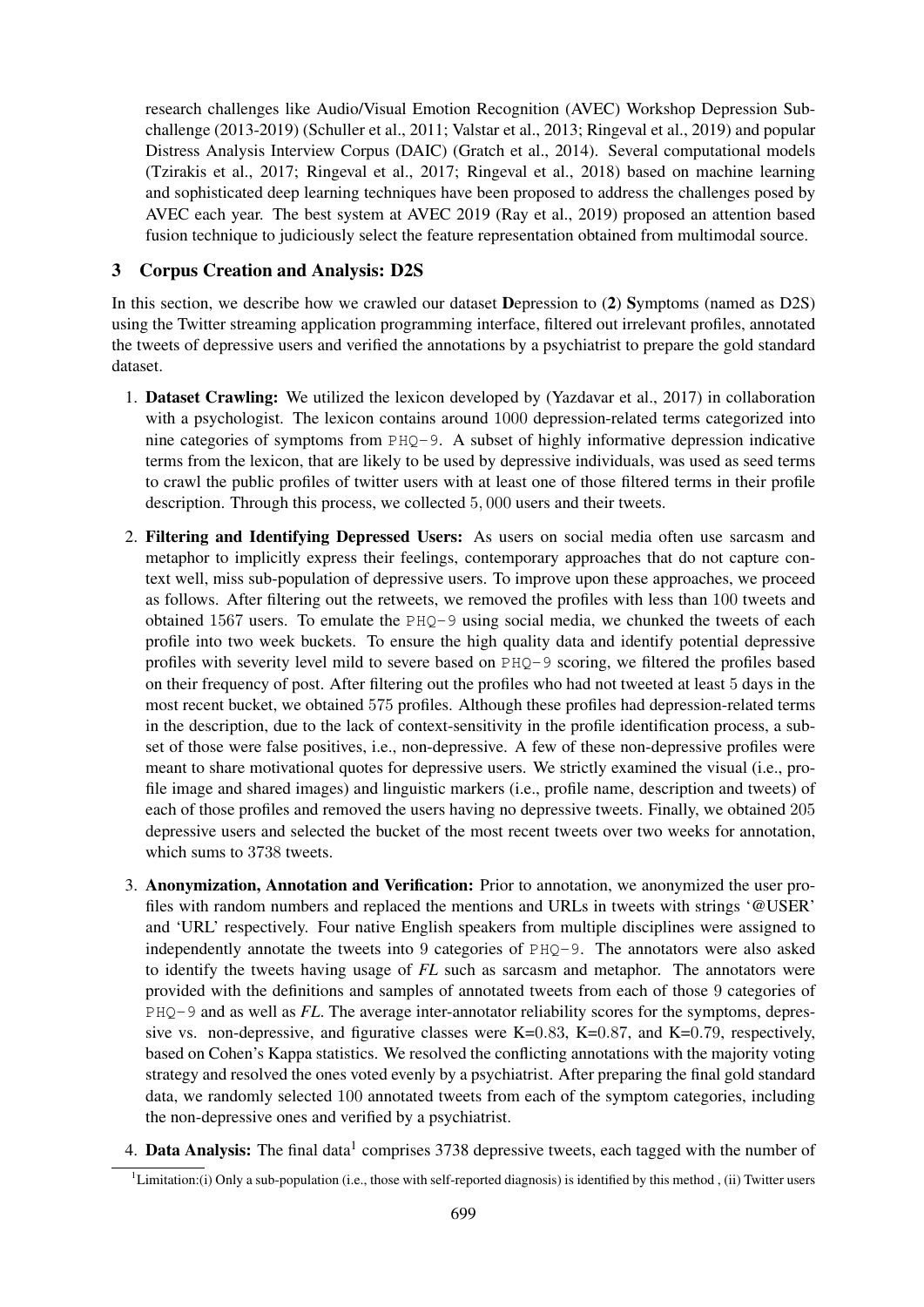research challenges like Audio/Visual Emotion Recognition (AVEC) Workshop Depression Sub-challenge (2013-2019) (Schuller et al., 2011; Valstar et al., 2013; Ringeval et al., 2019) and popular Distress Analysis Interview Corpus (DAIC) (Gratch et al., 2014). Several computational models (Tzirakis et al., 2017; Ringeval et al., 2017; Ringeval et al., 2018) based on machine learning and sophisticated deep learning techniques have been proposed to address the challenges posed by AVEC each year. The best system at AVEC 2019 (Ray et al., 2019) proposed an attention based fusion technique to judiciously select the feature representation obtained from multimodal source.

## 3 Corpus Creation and Analysis: D2S

In this section, we describe how we crawled our dataset **D**epression to (**2**) **S**ymptoms (named as D2S) using the Twitter streaming application programming interface, filtered out irrelevant profiles, annotated the tweets of depressive users and verified the annotations by a psychiatrist to prepare the gold standard dataset.

1. **Dataset Crawling:** We utilized the lexicon developed by (Yazdavar et al., 2017) in collaboration with a psychologist. The lexicon contains around 1000 depression-related terms categorized into nine categories of symptoms from `PHQ-9`. A subset of highly informative depression indicative terms from the lexicon, that are likely to be used by depressive individuals, was used as seed terms to crawl the public profiles of twitter users with at least one of those filtered terms in their profile description. Through this process, we collected 5,000 users and their tweets.

2. **Filtering and Identifying Depressed Users:** As users on social media often use sarcasm and metaphor to implicitly express their feelings, contemporary approaches that do not capture context well, miss sub-population of depressive users. To improve upon these approaches, we proceed as follows. After filtering out the retweets, we removed the profiles with less than 100 tweets and obtained 1567 users. To emulate the `PHQ-9` using social media, we chunked the tweets of each profile into two week buckets. To ensure the high quality data and identify potential depressive profiles with severity level mild to severe based on `PHQ-9` scoring, we filtered the profiles based on their frequency of post. After filtering out the profiles who had not tweeted at least 5 days in the most recent bucket, we obtained 575 profiles. Although these profiles had depression-related terms in the description, due to the lack of context-sensitivity in the profile identification process, a subset of those were false positives, i.e., non-depressive. A few of these non-depressive profiles were meant to share motivational quotes for depressive users. We strictly examined the visual (i.e., profile image and shared images) and linguistic markers (i.e., profile name, description and tweets) of each of those profiles and removed the users having no depressive tweets. Finally, we obtained 205 depressive users and selected the bucket of the most recent tweets over two weeks for annotation, which sums to 3738 tweets.

3. **Anonymization, Annotation and Verification:** Prior to annotation, we anonymized the user profiles with random numbers and replaced the mentions and URLs in tweets with strings '@USER' and 'URL' respectively. Four native English speakers from multiple disciplines were assigned to independently annotate the tweets into 9 categories of `PHQ-9`. The annotators were also asked to identify the tweets having usage of *FL* such as sarcasm and metaphor. The annotators were provided with the definitions and samples of annotated tweets from each of those 9 categories of `PHQ-9` and as well as *FL*. The average inter-annotator reliability scores for the symptoms, depressive vs. non-depressive, and figurative classes were K=0.83, K=0.87, and K=0.79, respectively, based on Cohen's Kappa statistics. We resolved the conflicting annotations with the majority voting strategy and resolved the ones voted evenly by a psychiatrist. After preparing the final gold standard data, we randomly selected 100 annotated tweets from each of the symptom categories, including the non-depressive ones and verified by a psychiatrist.

4. **Data Analysis:** The final data[1] comprises 3738 depressive tweets, each tagged with the number of

[1] Limitation:(i) Only a sub-population (i.e., those with self-reported diagnosis) is identified by this method , (ii) Twitter users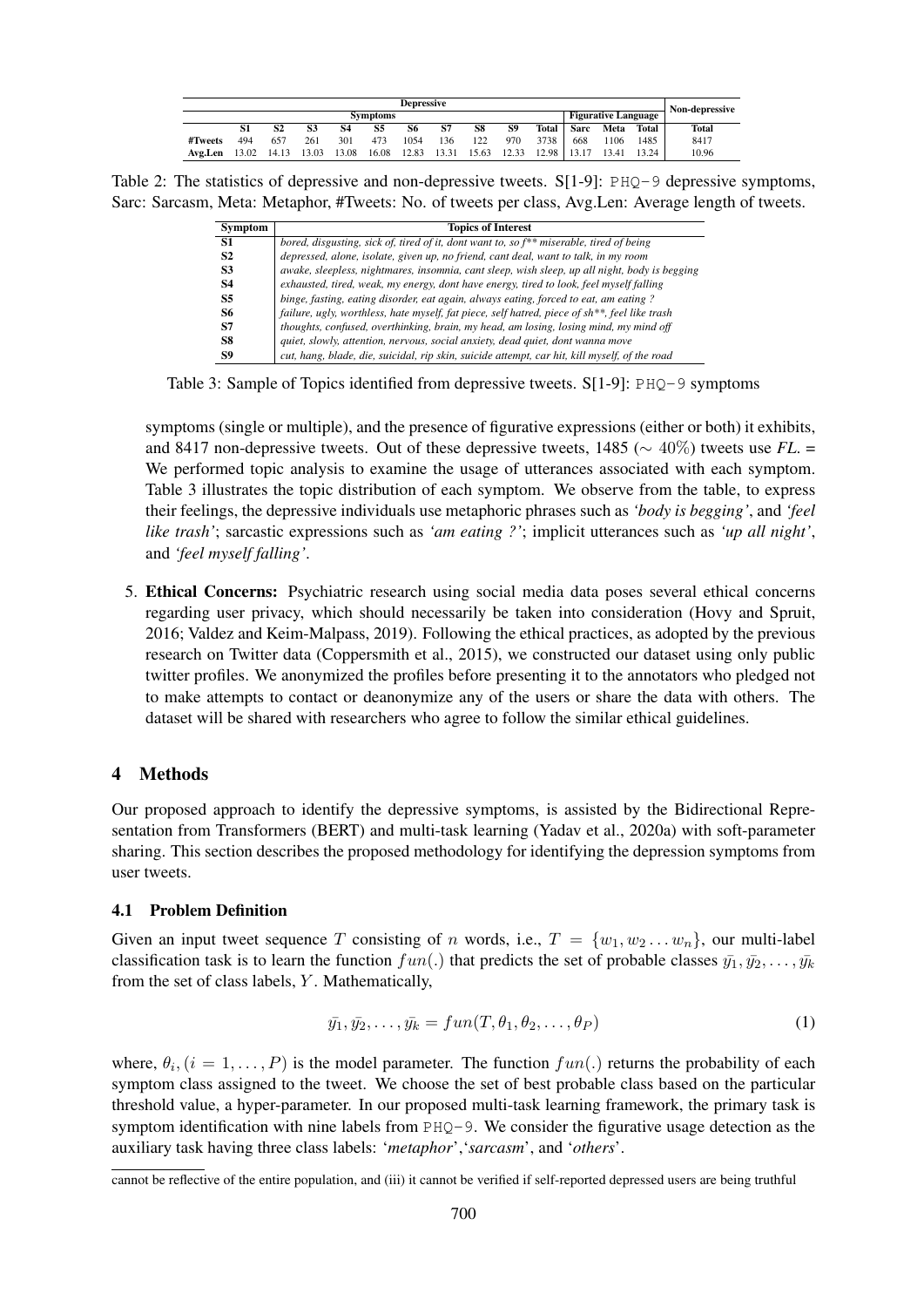| | Depressive | | | | | | | | | | | | | Non-depressive |
|---|---|---|---|---|---|---|---|---|---|---|---|---|---|---|
| | Symptoms | | | | | | | | | | Figurative Language | | | |
| | S1 | S2 | S3 | S4 | S5 | S6 | S7 | S8 | S9 | Total | Sarc | Meta | Total | Total |
| #Tweets | 494 | 657 | 261 | 301 | 473 | 1054 | 136 | 122 | 970 | 3738 | 668 | 1106 | 1485 | 8417 |
| Avg.Len | 13.02 | 14.13 | 13.03 | 13.08 | 16.08 | 12.83 | 13.31 | 15.63 | 12.33 | 12.98 | 13.17 | 13.41 | 13.24 | 10.96 |

Table 2: The statistics of depressive and non-depressive tweets. S[1-9]: PHQ-9 depressive symptoms, Sarc: Sarcasm, Meta: Metaphor, #Tweets: No. of tweets per class, Avg.Len: Average length of tweets.

| Symptom | Topics of Interest |
|---|---|
| S1 | *bored, disgusting, sick of, tired of it, dont want to, so f** miserable, tired of being* |
| S2 | *depressed, alone, isolate, given up, no friend, cant deal, want to talk, in my room* |
| S3 | *awake, sleepless, nightmares, insomnia, cant sleep, wish sleep, up all night, body is begging* |
| S4 | *exhausted, tired, weak, my energy, dont have energy, tired to look, feel myself falling* |
| S5 | *binge, fasting, eating disorder, eat again, always eating, forced to eat, am eating ?* |
| S6 | *failure, ugly, worthless, hate myself, fat piece, self hatred, piece of sh**, feel like trash* |
| S7 | *thoughts, confused, overthinking, brain, my head, am losing, losing mind, my mind off* |
| S8 | *quiet, slowly, attention, nervous, social anxiety, dead quiet, dont wanna move* |
| S9 | *cut, hang, blade, die, suicidal, rip skin, suicide attempt, car hit, kill myself, of the road* |

Table 3: Sample of Topics identified from depressive tweets. S[1-9]: PHQ-9 symptoms

symptoms (single or multiple), and the presence of figurative expressions (either or both) it exhibits, and 8417 non-depressive tweets. Out of these depressive tweets, 1485 ($\sim 40\%$) tweets use *FL*. = We performed topic analysis to examine the usage of utterances associated with each symptom. Table 3 illustrates the topic distribution of each symptom. We observe from the table, to express their feelings, the depressive individuals use metaphoric phrases such as *'body is begging'*, and *'feel like trash'*; sarcastic expressions such as *'am eating ?'*; implicit utterances such as *'up all night'*, and *'feel myself falling'*.

5. **Ethical Concerns:** Psychiatric research using social media data poses several ethical concerns regarding user privacy, which should necessarily be taken into consideration (Hovy and Spruit, 2016; Valdez and Keim-Malpass, 2019). Following the ethical practices, as adopted by the previous research on Twitter data (Coppersmith et al., 2015), we constructed our dataset using only public twitter profiles. We anonymized the profiles before presenting it to the annotators who pledged not to make attempts to contact or deanonymize any of the users or share the data with others. The dataset will be shared with researchers who agree to follow the similar ethical guidelines.

## 4 Methods

Our proposed approach to identify the depressive symptoms, is assisted by the Bidirectional Representation from Transformers (BERT) and multi-task learning (Yadav et al., 2020a) with soft-parameter sharing. This section describes the proposed methodology for identifying the depression symptoms from user tweets.

### 4.1 Problem Definition

Given an input tweet sequence $T$ consisting of $n$ words, i.e., $T = \{w_1, w_2 \dots w_n\}$, our multi-label classification task is to learn the function $fun(.)$ that predicts the set of probable classes $\bar{y_1}, \bar{y_2}, \dots, \bar{y_k}$ from the set of class labels, $Y$. Mathematically,

$$\bar{y_1}, \bar{y_2}, \dots, \bar{y_k} = fun(T, \theta_1, \theta_2, \dots, \theta_P) \tag{1}$$

where, $\theta_i, (i = 1, \dots, P)$ is the model parameter. The function $fun(.)$ returns the probability of each symptom class assigned to the tweet. We choose the set of best probable class based on the particular threshold value, a hyper-parameter. In our proposed multi-task learning framework, the primary task is symptom identification with nine labels from PHQ-9. We consider the figurative usage detection as the auxiliary task having three class labels: '*metaphor*','*sarcasm*', and '*others*'.

cannot be reflective of the entire population, and (iii) it cannot be verified if self-reported depressed users are being truthful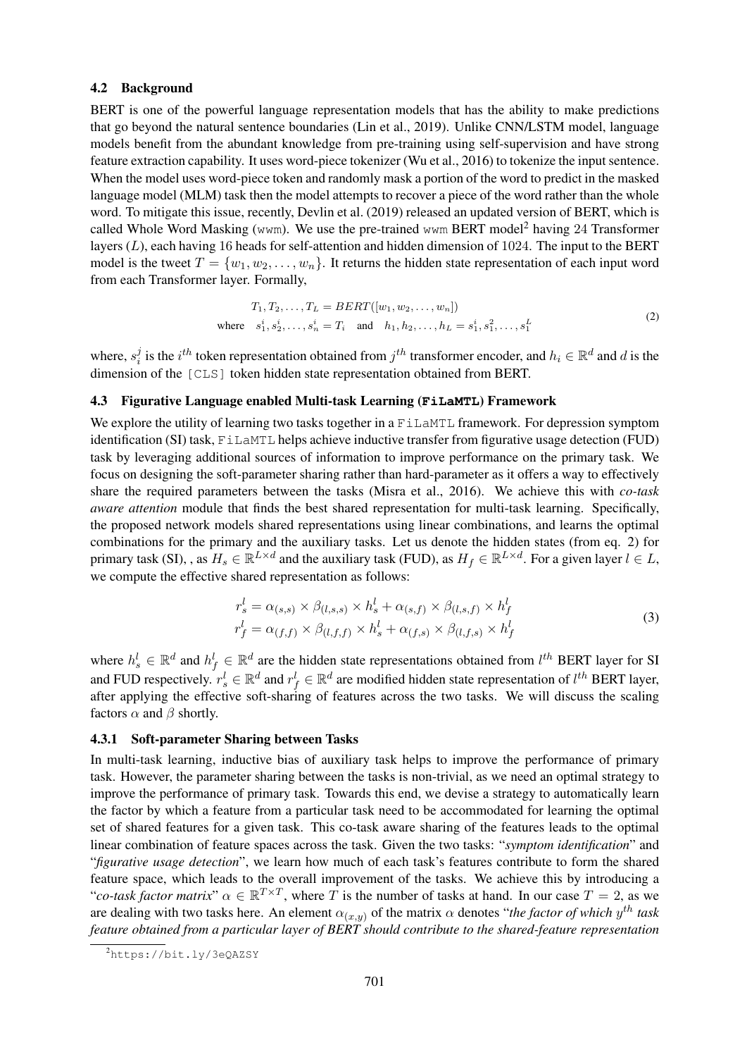### 4.2 Background

BERT is one of the powerful language representation models that has the ability to make predictions that go beyond the natural sentence boundaries (Lin et al., 2019). Unlike CNN/LSTM model, language models benefit from the abundant knowledge from pre-training using self-supervision and have strong feature extraction capability. It uses word-piece tokenizer (Wu et al., 2016) to tokenize the input sentence. When the model uses word-piece token and randomly mask a portion of the word to predict in the masked language model (MLM) task then the model attempts to recover a piece of the word rather than the whole word. To mitigate this issue, recently, Devlin et al. (2019) released an updated version of BERT, which is called Whole Word Masking (`wwm`). We use the pre-trained `wwm` BERT model[2] having 24 Transformer layers ($L$), each having 16 heads for self-attention and hidden dimension of 1024. The input to the BERT model is the tweet $T = \{w_1, w_2, \ldots, w_n\}$. It returns the hidden state representation of each input word from each Transformer layer. Formally,

$$
\begin{aligned}
&T_1, T_2, \ldots, T_L = BERT([w_1, w_2, \ldots, w_n]) \\
&\text{where} \quad s_1^i, s_2^i, \ldots, s_n^i = T_i \quad \text{and} \quad h_1, h_2, \ldots, h_L = s_1^i, s_1^2, \ldots, s_1^L
\end{aligned}
\tag{2}
$$

where, $s_i^j$ is the $i^{th}$ token representation obtained from $j^{th}$ transformer encoder, and $h_i \in \mathbb{R}^d$ and $d$ is the dimension of the `[CLS]` token hidden state representation obtained from BERT.

### 4.3 Figurative Language enabled Multi-task Learning (`FiLaMTL`) Framework

We explore the utility of learning two tasks together in a `FiLaMTL` framework. For depression symptom identification (SI) task, `FiLaMTL` helps achieve inductive transfer from figurative usage detection (FUD) task by leveraging additional sources of information to improve performance on the primary task. We focus on designing the soft-parameter sharing rather than hard-parameter as it offers a way to effectively share the required parameters between the tasks (Misra et al., 2016). We achieve this with *co-task aware attention* module that finds the best shared representation for multi-task learning. Specifically, the proposed network models shared representations using linear combinations, and learns the optimal combinations for the primary and the auxiliary tasks. Let us denote the hidden states (from eq. 2) for primary task (SI), , as $H_s \in \mathbb{R}^{L \times d}$ and the auxiliary task (FUD), as $H_f \in \mathbb{R}^{L \times d}$. For a given layer $l \in L$, we compute the effective shared representation as follows:

$$
\begin{aligned}
r_s^l &= \alpha_{(s,s)} \times \beta_{(l,s,s)} \times h_s^l + \alpha_{(s,f)} \times \beta_{(l,s,f)} \times h_f^l \\
r_f^l &= \alpha_{(f,f)} \times \beta_{(l,f,f)} \times h_s^l + \alpha_{(f,s)} \times \beta_{(l,f,s)} \times h_f^l
\end{aligned}
\tag{3}
$$

where $h_s^l \in \mathbb{R}^d$ and $h_f^l \in \mathbb{R}^d$ are the hidden state representations obtained from $l^{th}$ BERT layer for SI and FUD respectively. $r_s^l \in \mathbb{R}^d$ and $r_f^l \in \mathbb{R}^d$ are modified hidden state representation of $l^{th}$ BERT layer, after applying the effective soft-sharing of features across the two tasks. We will discuss the scaling factors $\alpha$ and $\beta$ shortly.

#### 4.3.1 Soft-parameter Sharing between Tasks

In multi-task learning, inductive bias of auxiliary task helps to improve the performance of primary task. However, the parameter sharing between the tasks is non-trivial, as we need an optimal strategy to improve the performance of primary task. Towards this end, we devise a strategy to automatically learn the factor by which a feature from a particular task need to be accommodated for learning the optimal set of shared features for a given task. This co-task aware sharing of the features leads to the optimal linear combination of feature spaces across the task. Given the two tasks: "*symptom identification*" and "*figurative usage detection*", we learn how much of each task's features contribute to form the shared feature space, which leads to the overall improvement of the tasks. We achieve this by introducing a "*co-task factor matrix*" $\alpha \in \mathbb{R}^{T \times T}$, where $T$ is the number of tasks at hand. In our case $T = 2$, as we are dealing with two tasks here. An element $\alpha_{(x,y)}$ of the matrix $\alpha$ denotes "*the factor of which $y^{th}$ task feature obtained from a particular layer of BERT should contribute to the shared-feature representation*

[2] https://bit.ly/3eQAZSY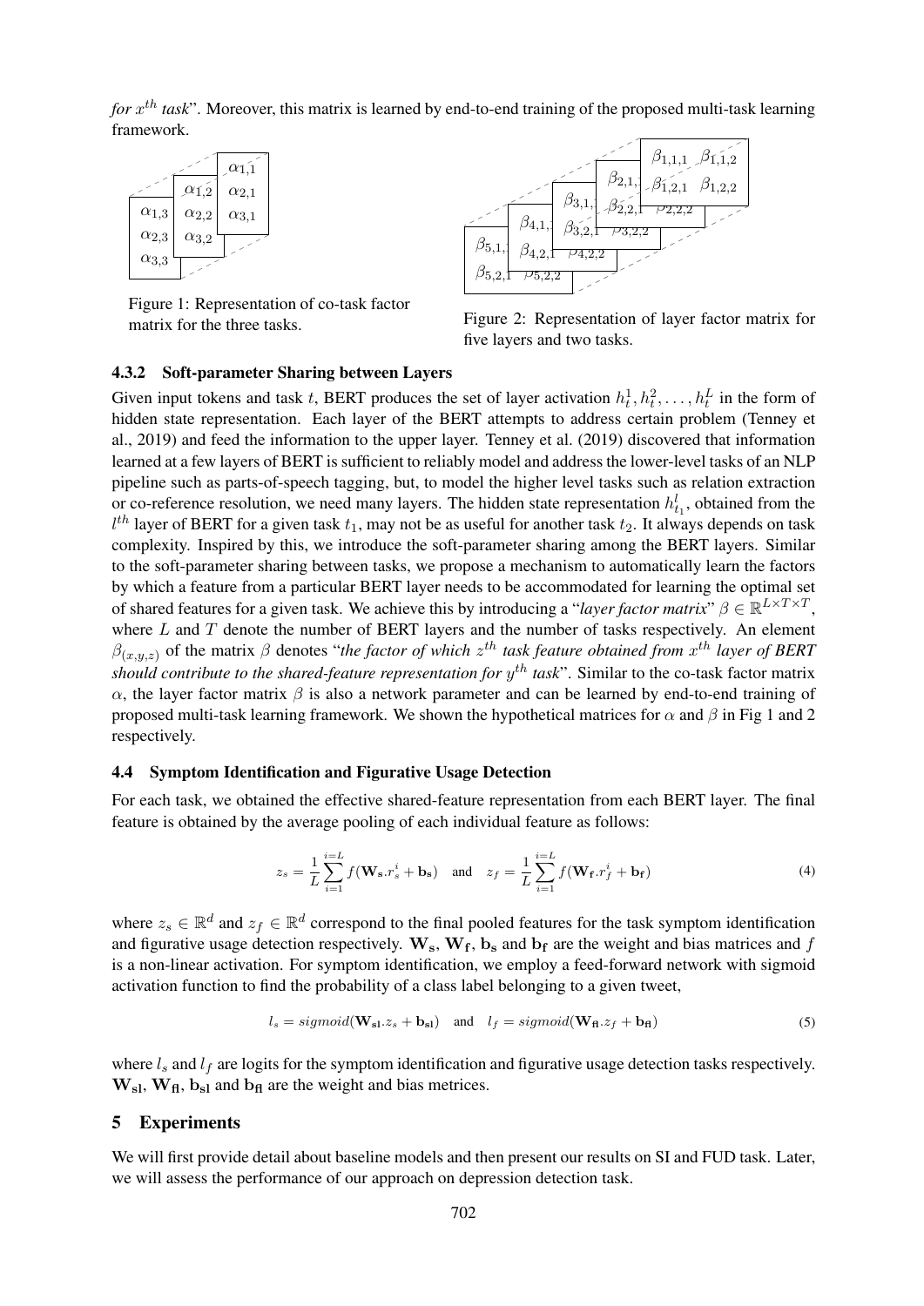*for $x^{th}$ task*". Moreover, this matrix is learned by end-to-end training of the proposed multi-task learning framework.

Figure 1: Representation of co-task factor matrix for the three tasks.

Figure 2: Representation of layer factor matrix for five layers and two tasks.

#### 4.3.2 Soft-parameter Sharing between Layers

Given input tokens and task $t$, BERT produces the set of layer activation $h_t^1, h_t^2, \ldots, h_t^L$ in the form of hidden state representation. Each layer of the BERT attempts to address certain problem (Tenney et al., 2019) and feed the information to the upper layer. Tenney et al. (2019) discovered that information learned at a few layers of BERT is sufficient to reliably model and address the lower-level tasks of an NLP pipeline such as parts-of-speech tagging, but, to model the higher level tasks such as relation extraction or co-reference resolution, we need many layers. The hidden state representation $h_{t_1}^l$, obtained from the $l^{th}$ layer of BERT for a given task $t_1$, may not be as useful for another task $t_2$. It always depends on task complexity. Inspired by this, we introduce the soft-parameter sharing among the BERT layers. Similar to the soft-parameter sharing between tasks, we propose a mechanism to automatically learn the factors by which a feature from a particular BERT layer needs to be accommodated for learning the optimal set of shared features for a given task. We achieve this by introducing a "*layer factor matrix*" $\beta \in \mathbb{R}^{L \times T \times T}$, where $L$ and $T$ denote the number of BERT layers and the number of tasks respectively. An element $\beta_{(x,y,z)}$ of the matrix $\beta$ denotes "*the factor of which $z^{th}$ task feature obtained from $x^{th}$ layer of BERT should contribute to the shared-feature representation for $y^{th}$ task*". Similar to the co-task factor matrix $\alpha$, the layer factor matrix $\beta$ is also a network parameter and can be learned by end-to-end training of proposed multi-task learning framework. We shown the hypothetical matrices for $\alpha$ and $\beta$ in Fig 1 and 2 respectively.

### 4.4 Symptom Identification and Figurative Usage Detection

For each task, we obtained the effective shared-feature representation from each BERT layer. The final feature is obtained by the average pooling of each individual feature as follows:

$$z_s = \frac{1}{L}\sum_{i=1}^{i=L} f(\mathbf{W_s}.r_s^i + \mathbf{b_s}) \quad \text{and} \quad z_f = \frac{1}{L}\sum_{i=1}^{i=L} f(\mathbf{W_f}.r_f^i + \mathbf{b_f}) \tag{4}$$

where $z_s \in \mathbb{R}^d$ and $z_f \in \mathbb{R}^d$ correspond to the final pooled features for the task symptom identification and figurative usage detection respectively. $\mathbf{W_s}$, $\mathbf{W_f}$, $\mathbf{b_s}$ and $\mathbf{b_f}$ are the weight and bias matrices and $f$ is a non-linear activation. For symptom identification, we employ a feed-forward network with sigmoid activation function to find the probability of a class label belonging to a given tweet,

$$l_s = sigmoid(\mathbf{W_{sl}}.z_s + \mathbf{b_{sl}}) \quad \text{and} \quad l_f = sigmoid(\mathbf{W_{fl}}.z_f + \mathbf{b_{fl}}) \tag{5}$$

where $l_s$ and $l_f$ are logits for the symptom identification and figurative usage detection tasks respectively. $\mathbf{W_{sl}}$, $\mathbf{W_{fl}}$, $\mathbf{b_{sl}}$ and $\mathbf{b_{fl}}$ are the weight and bias metrices.

## 5 Experiments

We will first provide detail about baseline models and then present our results on SI and FUD task. Later, we will assess the performance of our approach on depression detection task.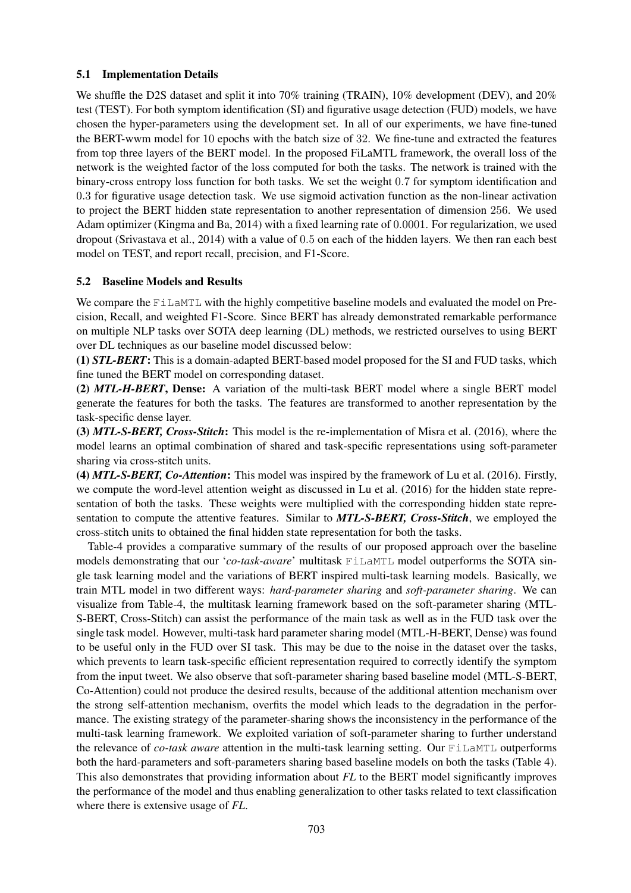### 5.1 Implementation Details

We shuffle the D2S dataset and split it into 70% training (TRAIN), 10% development (DEV), and 20% test (TEST). For both symptom identification (SI) and figurative usage detection (FUD) models, we have chosen the hyper-parameters using the development set. In all of our experiments, we have fine-tuned the BERT-wwm model for 10 epochs with the batch size of 32. We fine-tune and extracted the features from top three layers of the BERT model. In the proposed FiLaMTL framework, the overall loss of the network is the weighted factor of the loss computed for both the tasks. The network is trained with the binary-cross entropy loss function for both tasks. We set the weight 0.7 for symptom identification and 0.3 for figurative usage detection task. We use sigmoid activation function as the non-linear activation to project the BERT hidden state representation to another representation of dimension 256. We used Adam optimizer (Kingma and Ba, 2014) with a fixed learning rate of 0.0001. For regularization, we used dropout (Srivastava et al., 2014) with a value of 0.5 on each of the hidden layers. We then ran each best model on TEST, and report recall, precision, and F1-Score.

### 5.2 Baseline Models and Results

We compare the `FiLaMTL` with the highly competitive baseline models and evaluated the model on Precision, Recall, and weighted F1-Score. Since BERT has already demonstrated remarkable performance on multiple NLP tasks over SOTA deep learning (DL) methods, we restricted ourselves to using BERT over DL techniques as our baseline model discussed below:

**(1)** ***STL-BERT*****:** This is a domain-adapted BERT-based model proposed for the SI and FUD tasks, which fine tuned the BERT model on corresponding dataset.

**(2)** ***MTL-H-BERT*****, Dense:** A variation of the multi-task BERT model where a single BERT model generate the features for both the tasks. The features are transformed to another representation by the task-specific dense layer.

**(3)** ***MTL-S-BERT, Cross-Stitch*****:** This model is the re-implementation of Misra et al. (2016), where the model learns an optimal combination of shared and task-specific representations using soft-parameter sharing via cross-stitch units.

**(4)** ***MTL-S-BERT, Co-Attention*****:** This model was inspired by the framework of Lu et al. (2016). Firstly, we compute the word-level attention weight as discussed in Lu et al. (2016) for the hidden state representation of both the tasks. These weights were multiplied with the corresponding hidden state representation to compute the attentive features. Similar to ***MTL-S-BERT, Cross-Stitch***, we employed the cross-stitch units to obtained the final hidden state representation for both the tasks.

Table-4 provides a comparative summary of the results of our proposed approach over the baseline models demonstrating that our '*co-task-aware*' multitask `FiLaMTL` model outperforms the SOTA single task learning model and the variations of BERT inspired multi-task learning models. Basically, we train MTL model in two different ways: *hard-parameter sharing* and *soft-parameter sharing*. We can visualize from Table-4, the multitask learning framework based on the soft-parameter sharing (MTL-S-BERT, Cross-Stitch) can assist the performance of the main task as well as in the FUD task over the single task model. However, multi-task hard parameter sharing model (MTL-H-BERT, Dense) was found to be useful only in the FUD over SI task. This may be due to the noise in the dataset over the tasks, which prevents to learn task-specific efficient representation required to correctly identify the symptom from the input tweet. We also observe that soft-parameter sharing based baseline model (MTL-S-BERT, Co-Attention) could not produce the desired results, because of the additional attention mechanism over the strong self-attention mechanism, overfits the model which leads to the degradation in the performance. The existing strategy of the parameter-sharing shows the inconsistency in the performance of the multi-task learning framework. We exploited variation of soft-parameter sharing to further understand the relevance of *co-task aware* attention in the multi-task learning setting. Our `FiLaMTL` outperforms both the hard-parameters and soft-parameters sharing based baseline models on both the tasks (Table 4). This also demonstrates that providing information about *FL* to the BERT model significantly improves the performance of the model and thus enabling generalization to other tasks related to text classification where there is extensive usage of *FL*.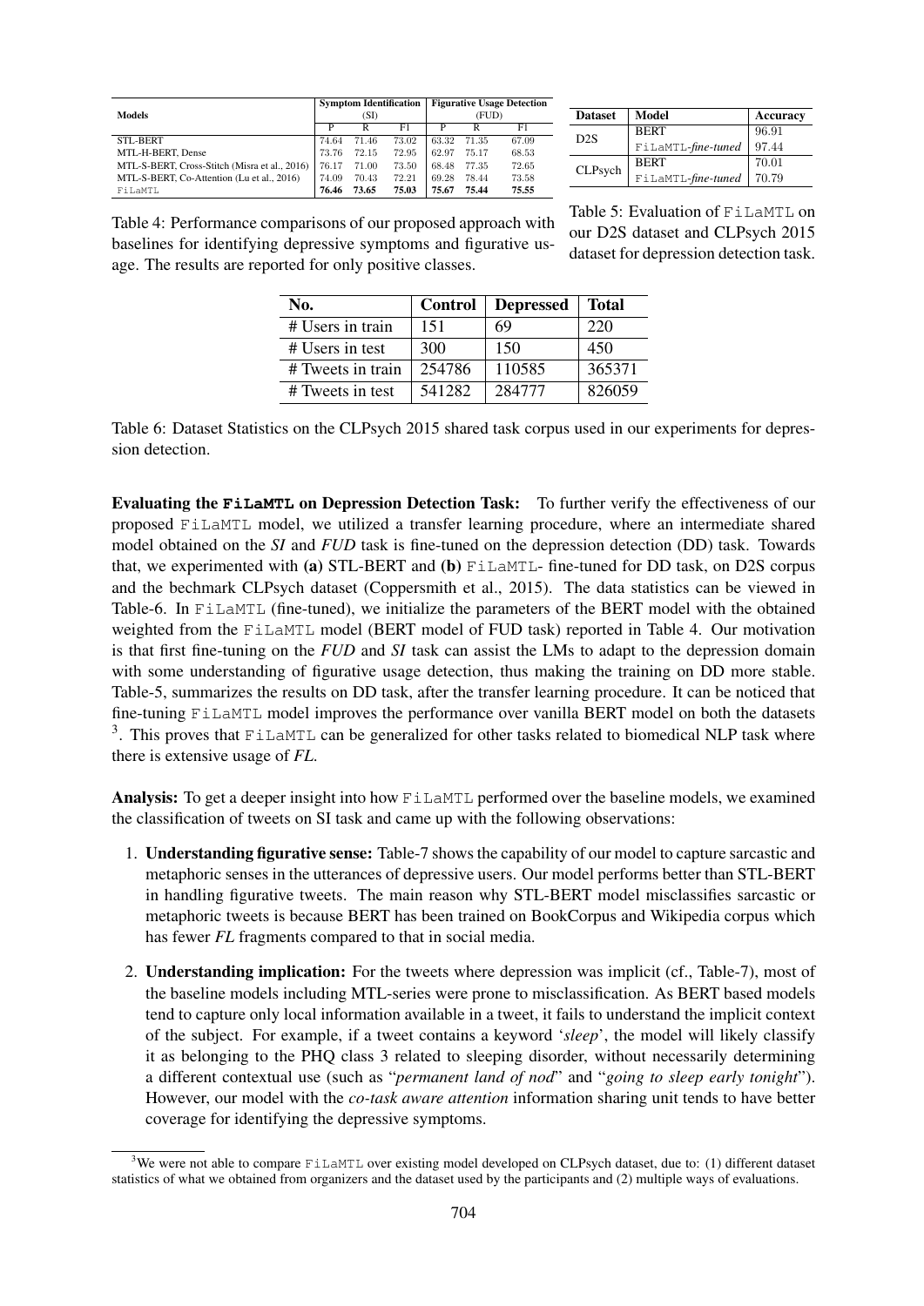| Models | Symptom Identification (SI) | | | Figurative Usage Detection (FUD) | | |
|---|---|---|---|---|---|---|
| | P | R | F1 | P | R | F1 |
| STL-BERT | 74.64 | 71.46 | 73.02 | 63.32 | 71.35 | 67.09 |
| MTL-H-BERT, Dense | 73.76 | 72.15 | 72.95 | 62.97 | 75.17 | 68.53 |
| MTL-S-BERT, Cross-Stitch (Misra et al., 2016) | 76.17 | 71.00 | 73.50 | 68.48 | 77.35 | 72.65 |
| MTL-S-BERT, Co-Attention (Lu et al., 2016) | 74.09 | 70.43 | 72.21 | 69.28 | 78.44 | 73.58 |
| FiLaMTL | **76.46** | **73.65** | **75.03** | **75.67** | **75.44** | **75.55** |

Table 4: Performance comparisons of our proposed approach with baselines for identifying depressive symptoms and figurative usage. The results are reported for only positive classes.

| Dataset | Model | Accuracy |
|---|---|---|
| D2S | BERT | 96.91 |
| | FiLaMTL-*fine-tuned* | 97.44 |
| CLPsych | BERT | 70.01 |
| | FiLaMTL-*fine-tuned* | 70.79 |

Table 5: Evaluation of FiLaMTL on our D2S dataset and CLPsych 2015 dataset for depression detection task.

| No. | Control | Depressed | Total |
|---|---|---|---|
| # Users in train | 151 | 69 | 220 |
| # Users in test | 300 | 150 | 450 |
| # Tweets in train | 254786 | 110585 | 365371 |
| # Tweets in test | 541282 | 284777 | 826059 |

Table 6: Dataset Statistics on the CLPsych 2015 shared task corpus used in our experiments for depression detection.

**Evaluating the FiLaMTL on Depression Detection Task:** To further verify the effectiveness of our proposed FiLaMTL model, we utilized a transfer learning procedure, where an intermediate shared model obtained on the *SI* and *FUD* task is fine-tuned on the depression detection (DD) task. Towards that, we experimented with **(a)** STL-BERT and **(b)** FiLaMTL- fine-tuned for DD task, on D2S corpus and the bechmark CLPsych dataset (Coppersmith et al., 2015). The data statistics can be viewed in Table-6. In FiLaMTL (fine-tuned), we initialize the parameters of the BERT model with the obtained weighted from the FiLaMTL model (BERT model of FUD task) reported in Table 4. Our motivation is that first fine-tuning on the *FUD* and *SI* task can assist the LMs to adapt to the depression domain with some understanding of figurative usage detection, thus making the training on DD more stable. Table-5, summarizes the results on DD task, after the transfer learning procedure. It can be noticed that fine-tuning FiLaMTL model improves the performance over vanilla BERT model on both the datasets [3]. This proves that FiLaMTL can be generalized for other tasks related to biomedical NLP task where there is extensive usage of *FL*.

**Analysis:** To get a deeper insight into how FiLaMTL performed over the baseline models, we examined the classification of tweets on SI task and came up with the following observations:

1. **Understanding figurative sense:** Table-7 shows the capability of our model to capture sarcastic and metaphoric senses in the utterances of depressive users. Our model performs better than STL-BERT in handling figurative tweets. The main reason why STL-BERT model misclassifies sarcastic or metaphoric tweets is because BERT has been trained on BookCorpus and Wikipedia corpus which has fewer *FL* fragments compared to that in social media.

2. **Understanding implication:** For the tweets where depression was implicit (cf., Table-7), most of the baseline models including MTL-series were prone to misclassification. As BERT based models tend to capture only local information available in a tweet, it fails to understand the implicit context of the subject. For example, if a tweet contains a keyword '*sleep*', the model will likely classify it as belonging to the PHQ class 3 related to sleeping disorder, without necessarily determining a different contextual use (such as "*permanent land of nod*" and "*going to sleep early tonight*"). However, our model with the *co-task aware attention* information sharing unit tends to have better coverage for identifying the depressive symptoms.

[3] We were not able to compare FiLaMTL over existing model developed on CLPsych dataset, due to: (1) different dataset statistics of what we obtained from organizers and the dataset used by the participants and (2) multiple ways of evaluations.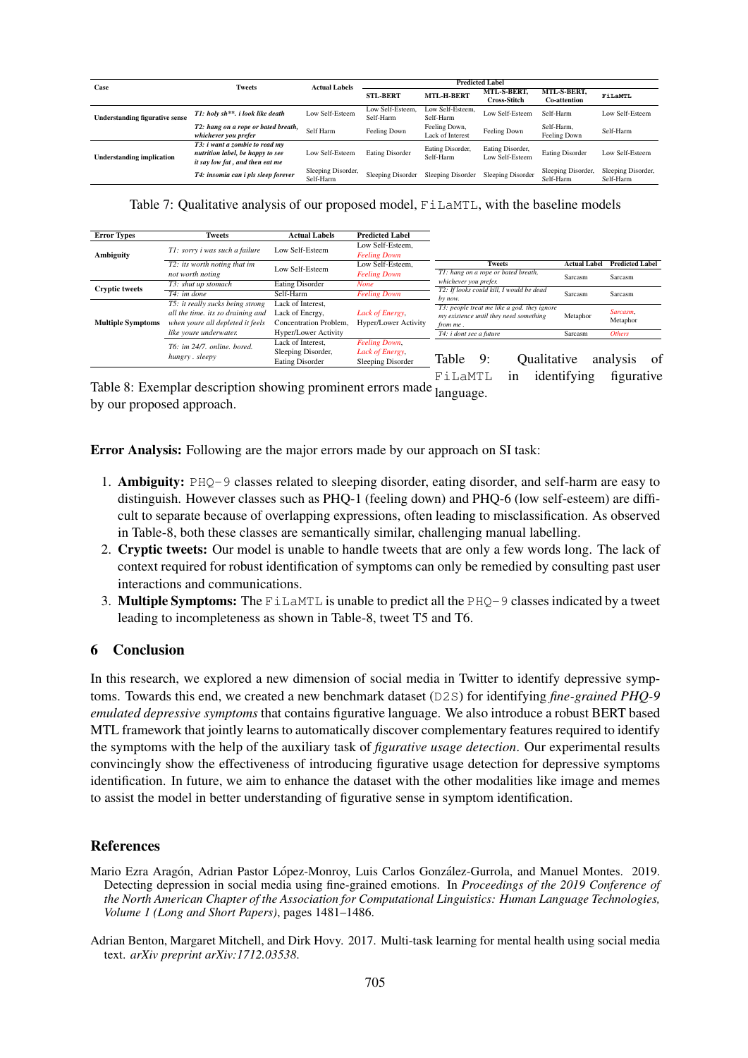| Case | Tweets | Actual Labels | Predicted Label | | | | |
|---|---|---|---|---|---|---|---|
| | | | STL-BERT | MTL-H-BERT | MTL-S-BERT, Cross-Stitch | MTL-S-BERT, Co-attention | FiLaMTL |
| Understanding figurative sense | *T1: holy sh\*\*. i look like death* | Low Self-Esteem | Low Self-Esteem, Self-Harm | Low Self-Esteem, Self-Harm | Low Self-Esteem | Self-Harm | Low Self-Esteem |
| | *T2: hang on a rope or bated breath, whichever you prefer* | Self Harm | Feeling Down | Feeling Down, Lack of Interest | Feeling Down | Self-Harm, Feeling Down | Self-Harm |
| Understanding implication | *T3: i want a zombie to read my nutrition label, be happy to see it say low fat , and then eat me* | Low Self-Esteem | Eating Disorder | Eating Disorder, Self-Harm | Eating Disorder, Low Self-Esteem | Eating Disorder | Low Self-Esteem |
| | *T4: insomia can i pls sleep forever* | Sleeping Disorder, Self-Harm | Sleeping Disorder | Sleeping Disorder | Sleeping Disorder | Sleeping Disorder, Self-Harm | Sleeping Disorder, Self-Harm |

Table 7: Qualitative analysis of our proposed model, FiLaMTL, with the baseline models

| Error Types | Tweets | Actual Labels | Predicted Label |
|---|---|---|---|
| Ambiguity | *T1: sorry i was such a failure* | Low Self-Esteem | Low Self-Esteem, *Feeling Down* |
| | *T2: its worth noting that im not worth noting* | Low Self-Esteem | Low Self-Esteem, *Feeling Down* |
| Cryptic tweets | *T3: shut up stomach* | Eating Disorder | *None* |
| | *T4: im done* | Self-Harm | *Feeling Down* |
| Multiple Symptoms | *T5: it really sucks being strong all the time. its so draining and when youre all depleted it feels like youre underwater.* | Lack of Interest, Lack of Energy, Concentration Problem, Hyper/Lower Activity | *Lack of Energy*, Hyper/Lower Activity |
| | *T6: im 24/7. online. bored. hungry . sleepy* | Lack of Interest, Sleeping Disorder, Eating Disorder | *Feeling Down*, *Lack of Energy*, Sleeping Disorder |

Table 8: Exemplar description showing prominent errors made by our proposed approach.

| Tweets | Actual Label | Predicted Label |
|---|---|---|
| *T1: hang on a rope or bated breath, whichever you prefer.* | Sarcasm | Sarcasm |
| *T2: If looks could kill, I would be dead by now.* | Sarcasm | Sarcasm |
| *T3: people treat me like a god. they ignore my existence until they need something from me .* | Metaphor | *Sarcasm*, Metaphor |
| *T4: i dont see a future* | Sarcasm | *Others* |

Table 9: Qualitative analysis of FiLaMTL in identifying figurative language.

**Error Analysis:** Following are the major errors made by our approach on SI task:

1. **Ambiguity:** PHQ-9 classes related to sleeping disorder, eating disorder, and self-harm are easy to distinguish. However classes such as PHQ-1 (feeling down) and PHQ-6 (low self-esteem) are difficult to separate because of overlapping expressions, often leading to misclassification. As observed in Table-8, both these classes are semantically similar, challenging manual labelling.
2. **Cryptic tweets:** Our model is unable to handle tweets that are only a few words long. The lack of context required for robust identification of symptoms can only be remedied by consulting past user interactions and communications.
3. **Multiple Symptoms:** The FiLaMTL is unable to predict all the PHQ-9 classes indicated by a tweet leading to incompleteness as shown in Table-8, tweet T5 and T6.

## 6 Conclusion

In this research, we explored a new dimension of social media in Twitter to identify depressive symptoms. Towards this end, we created a new benchmark dataset (D2S) for identifying *fine-grained PHQ-9 emulated depressive symptoms* that contains figurative language. We also introduce a robust BERT based MTL framework that jointly learns to automatically discover complementary features required to identify the symptoms with the help of the auxiliary task of *figurative usage detection*. Our experimental results convincingly show the effectiveness of introducing figurative usage detection for depressive symptoms identification. In future, we aim to enhance the dataset with the other modalities like image and memes to assist the model in better understanding of figurative sense in symptom identification.

## References

Mario Ezra Aragón, Adrian Pastor López-Monroy, Luis Carlos González-Gurrola, and Manuel Montes. 2019. Detecting depression in social media using fine-grained emotions. In *Proceedings of the 2019 Conference of the North American Chapter of the Association for Computational Linguistics: Human Language Technologies, Volume 1 (Long and Short Papers)*, pages 1481–1486.

Adrian Benton, Margaret Mitchell, and Dirk Hovy. 2017. Multi-task learning for mental health using social media text. *arXiv preprint arXiv:1712.03538*.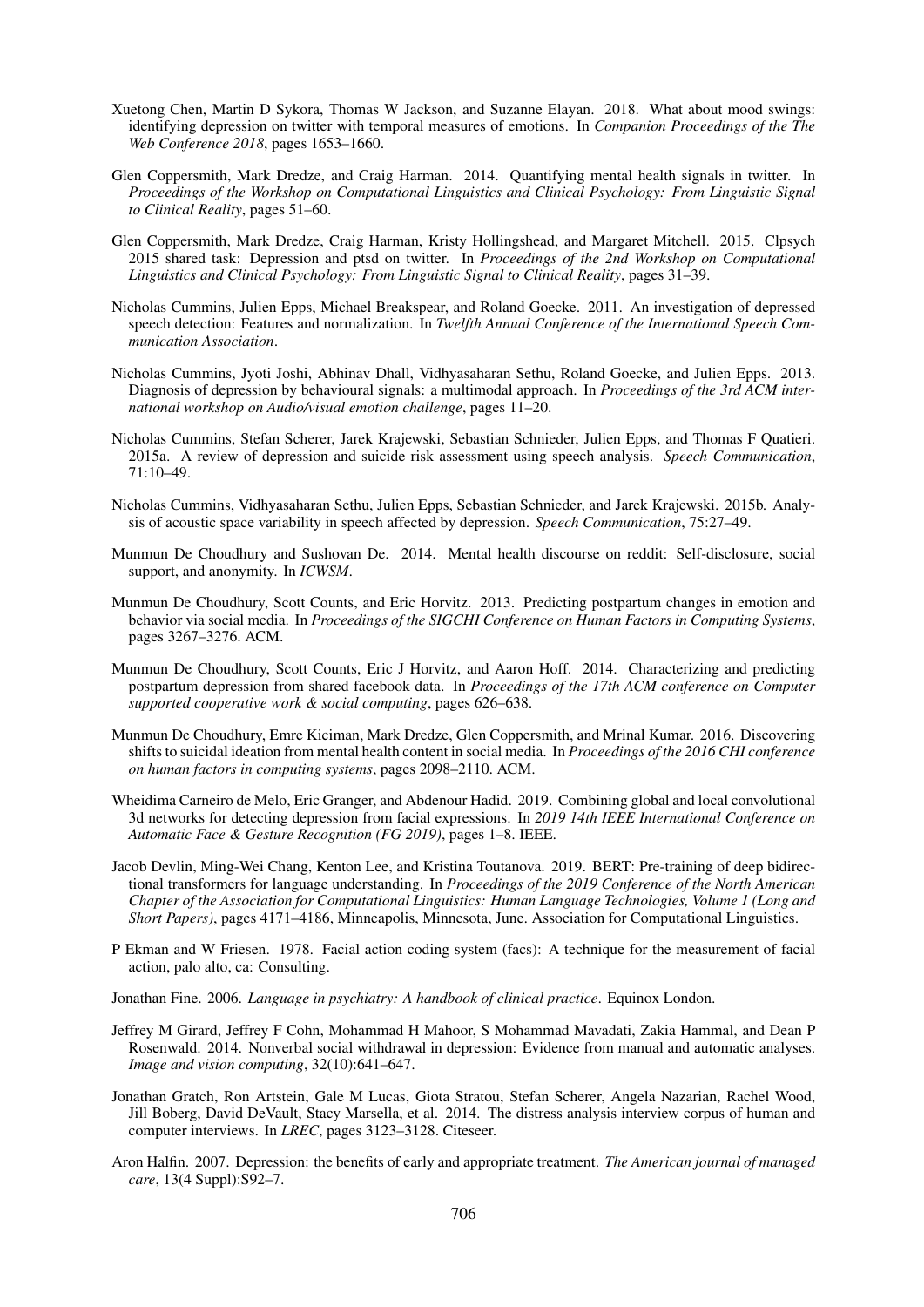Xuetong Chen, Martin D Sykora, Thomas W Jackson, and Suzanne Elayan. 2018. What about mood swings: identifying depression on twitter with temporal measures of emotions. In *Companion Proceedings of the The Web Conference 2018*, pages 1653–1660.

Glen Coppersmith, Mark Dredze, and Craig Harman. 2014. Quantifying mental health signals in twitter. In *Proceedings of the Workshop on Computational Linguistics and Clinical Psychology: From Linguistic Signal to Clinical Reality*, pages 51–60.

Glen Coppersmith, Mark Dredze, Craig Harman, Kristy Hollingshead, and Margaret Mitchell. 2015. Clpsych 2015 shared task: Depression and ptsd on twitter. In *Proceedings of the 2nd Workshop on Computational Linguistics and Clinical Psychology: From Linguistic Signal to Clinical Reality*, pages 31–39.

Nicholas Cummins, Julien Epps, Michael Breakspear, and Roland Goecke. 2011. An investigation of depressed speech detection: Features and normalization. In *Twelfth Annual Conference of the International Speech Communication Association*.

Nicholas Cummins, Jyoti Joshi, Abhinav Dhall, Vidhyasaharan Sethu, Roland Goecke, and Julien Epps. 2013. Diagnosis of depression by behavioural signals: a multimodal approach. In *Proceedings of the 3rd ACM international workshop on Audio/visual emotion challenge*, pages 11–20.

Nicholas Cummins, Stefan Scherer, Jarek Krajewski, Sebastian Schnieder, Julien Epps, and Thomas F Quatieri. 2015a. A review of depression and suicide risk assessment using speech analysis. *Speech Communication*, 71:10–49.

Nicholas Cummins, Vidhyasaharan Sethu, Julien Epps, Sebastian Schnieder, and Jarek Krajewski. 2015b. Analysis of acoustic space variability in speech affected by depression. *Speech Communication*, 75:27–49.

Munmun De Choudhury and Sushovan De. 2014. Mental health discourse on reddit: Self-disclosure, social support, and anonymity. In *ICWSM*.

Munmun De Choudhury, Scott Counts, and Eric Horvitz. 2013. Predicting postpartum changes in emotion and behavior via social media. In *Proceedings of the SIGCHI Conference on Human Factors in Computing Systems*, pages 3267–3276. ACM.

Munmun De Choudhury, Scott Counts, Eric J Horvitz, and Aaron Hoff. 2014. Characterizing and predicting postpartum depression from shared facebook data. In *Proceedings of the 17th ACM conference on Computer supported cooperative work & social computing*, pages 626–638.

Munmun De Choudhury, Emre Kiciman, Mark Dredze, Glen Coppersmith, and Mrinal Kumar. 2016. Discovering shifts to suicidal ideation from mental health content in social media. In *Proceedings of the 2016 CHI conference on human factors in computing systems*, pages 2098–2110. ACM.

Wheidima Carneiro de Melo, Eric Granger, and Abdenour Hadid. 2019. Combining global and local convolutional 3d networks for detecting depression from facial expressions. In *2019 14th IEEE International Conference on Automatic Face & Gesture Recognition (FG 2019)*, pages 1–8. IEEE.

Jacob Devlin, Ming-Wei Chang, Kenton Lee, and Kristina Toutanova. 2019. BERT: Pre-training of deep bidirectional transformers for language understanding. In *Proceedings of the 2019 Conference of the North American Chapter of the Association for Computational Linguistics: Human Language Technologies, Volume 1 (Long and Short Papers)*, pages 4171–4186, Minneapolis, Minnesota, June. Association for Computational Linguistics.

P Ekman and W Friesen. 1978. Facial action coding system (facs): A technique for the measurement of facial action, palo alto, ca: Consulting.

Jonathan Fine. 2006. *Language in psychiatry: A handbook of clinical practice*. Equinox London.

Jeffrey M Girard, Jeffrey F Cohn, Mohammad H Mahoor, S Mohammad Mavadati, Zakia Hammal, and Dean P Rosenwald. 2014. Nonverbal social withdrawal in depression: Evidence from manual and automatic analyses. *Image and vision computing*, 32(10):641–647.

Jonathan Gratch, Ron Artstein, Gale M Lucas, Giota Stratou, Stefan Scherer, Angela Nazarian, Rachel Wood, Jill Boberg, David DeVault, Stacy Marsella, et al. 2014. The distress analysis interview corpus of human and computer interviews. In *LREC*, pages 3123–3128. Citeseer.

Aron Halfin. 2007. Depression: the benefits of early and appropriate treatment. *The American journal of managed care*, 13(4 Suppl):S92–7.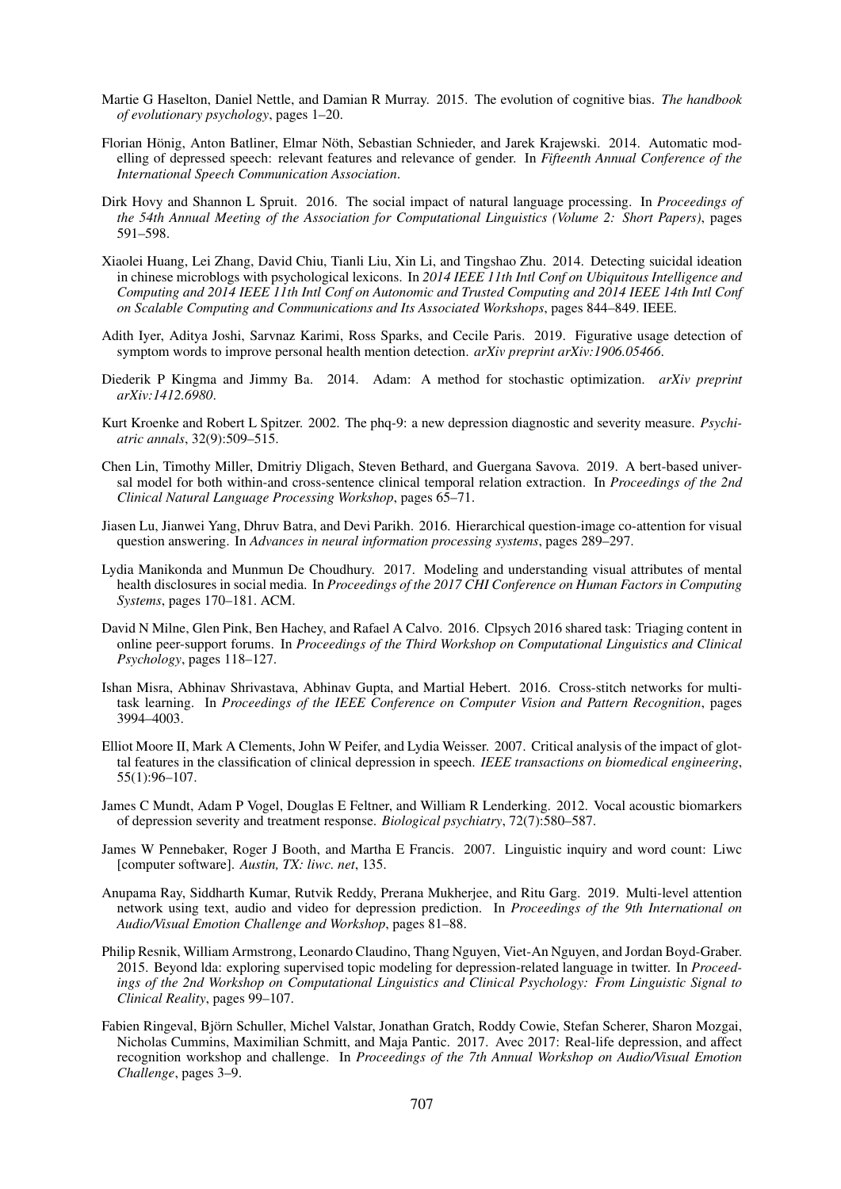Martie G Haselton, Daniel Nettle, and Damian R Murray. 2015. The evolution of cognitive bias. *The handbook of evolutionary psychology*, pages 1–20.

Florian Hönig, Anton Batliner, Elmar Nöth, Sebastian Schnieder, and Jarek Krajewski. 2014. Automatic modelling of depressed speech: relevant features and relevance of gender. In *Fifteenth Annual Conference of the International Speech Communication Association*.

Dirk Hovy and Shannon L Spruit. 2016. The social impact of natural language processing. In *Proceedings of the 54th Annual Meeting of the Association for Computational Linguistics (Volume 2: Short Papers)*, pages 591–598.

Xiaolei Huang, Lei Zhang, David Chiu, Tianli Liu, Xin Li, and Tingshao Zhu. 2014. Detecting suicidal ideation in chinese microblogs with psychological lexicons. In *2014 IEEE 11th Intl Conf on Ubiquitous Intelligence and Computing and 2014 IEEE 11th Intl Conf on Autonomic and Trusted Computing and 2014 IEEE 14th Intl Conf on Scalable Computing and Communications and Its Associated Workshops*, pages 844–849. IEEE.

Adith Iyer, Aditya Joshi, Sarvnaz Karimi, Ross Sparks, and Cecile Paris. 2019. Figurative usage detection of symptom words to improve personal health mention detection. *arXiv preprint arXiv:1906.05466*.

Diederik P Kingma and Jimmy Ba. 2014. Adam: A method for stochastic optimization. *arXiv preprint arXiv:1412.6980*.

Kurt Kroenke and Robert L Spitzer. 2002. The phq-9: a new depression diagnostic and severity measure. *Psychiatric annals*, 32(9):509–515.

Chen Lin, Timothy Miller, Dmitriy Dligach, Steven Bethard, and Guergana Savova. 2019. A bert-based universal model for both within-and cross-sentence clinical temporal relation extraction. In *Proceedings of the 2nd Clinical Natural Language Processing Workshop*, pages 65–71.

Jiasen Lu, Jianwei Yang, Dhruv Batra, and Devi Parikh. 2016. Hierarchical question-image co-attention for visual question answering. In *Advances in neural information processing systems*, pages 289–297.

Lydia Manikonda and Munmun De Choudhury. 2017. Modeling and understanding visual attributes of mental health disclosures in social media. In *Proceedings of the 2017 CHI Conference on Human Factors in Computing Systems*, pages 170–181. ACM.

David N Milne, Glen Pink, Ben Hachey, and Rafael A Calvo. 2016. Clpsych 2016 shared task: Triaging content in online peer-support forums. In *Proceedings of the Third Workshop on Computational Linguistics and Clinical Psychology*, pages 118–127.

Ishan Misra, Abhinav Shrivastava, Abhinav Gupta, and Martial Hebert. 2016. Cross-stitch networks for multi-task learning. In *Proceedings of the IEEE Conference on Computer Vision and Pattern Recognition*, pages 3994–4003.

Elliot Moore II, Mark A Clements, John W Peifer, and Lydia Weisser. 2007. Critical analysis of the impact of glottal features in the classification of clinical depression in speech. *IEEE transactions on biomedical engineering*, 55(1):96–107.

James C Mundt, Adam P Vogel, Douglas E Feltner, and William R Lenderking. 2012. Vocal acoustic biomarkers of depression severity and treatment response. *Biological psychiatry*, 72(7):580–587.

James W Pennebaker, Roger J Booth, and Martha E Francis. 2007. Linguistic inquiry and word count: Liwc [computer software]. *Austin, TX: liwc. net*, 135.

Anupama Ray, Siddharth Kumar, Rutvik Reddy, Prerana Mukherjee, and Ritu Garg. 2019. Multi-level attention network using text, audio and video for depression prediction. In *Proceedings of the 9th International on Audio/Visual Emotion Challenge and Workshop*, pages 81–88.

Philip Resnik, William Armstrong, Leonardo Claudino, Thang Nguyen, Viet-An Nguyen, and Jordan Boyd-Graber. 2015. Beyond lda: exploring supervised topic modeling for depression-related language in twitter. In *Proceedings of the 2nd Workshop on Computational Linguistics and Clinical Psychology: From Linguistic Signal to Clinical Reality*, pages 99–107.

Fabien Ringeval, Björn Schuller, Michel Valstar, Jonathan Gratch, Roddy Cowie, Stefan Scherer, Sharon Mozgai, Nicholas Cummins, Maximilian Schmitt, and Maja Pantic. 2017. Avec 2017: Real-life depression, and affect recognition workshop and challenge. In *Proceedings of the 7th Annual Workshop on Audio/Visual Emotion Challenge*, pages 3–9.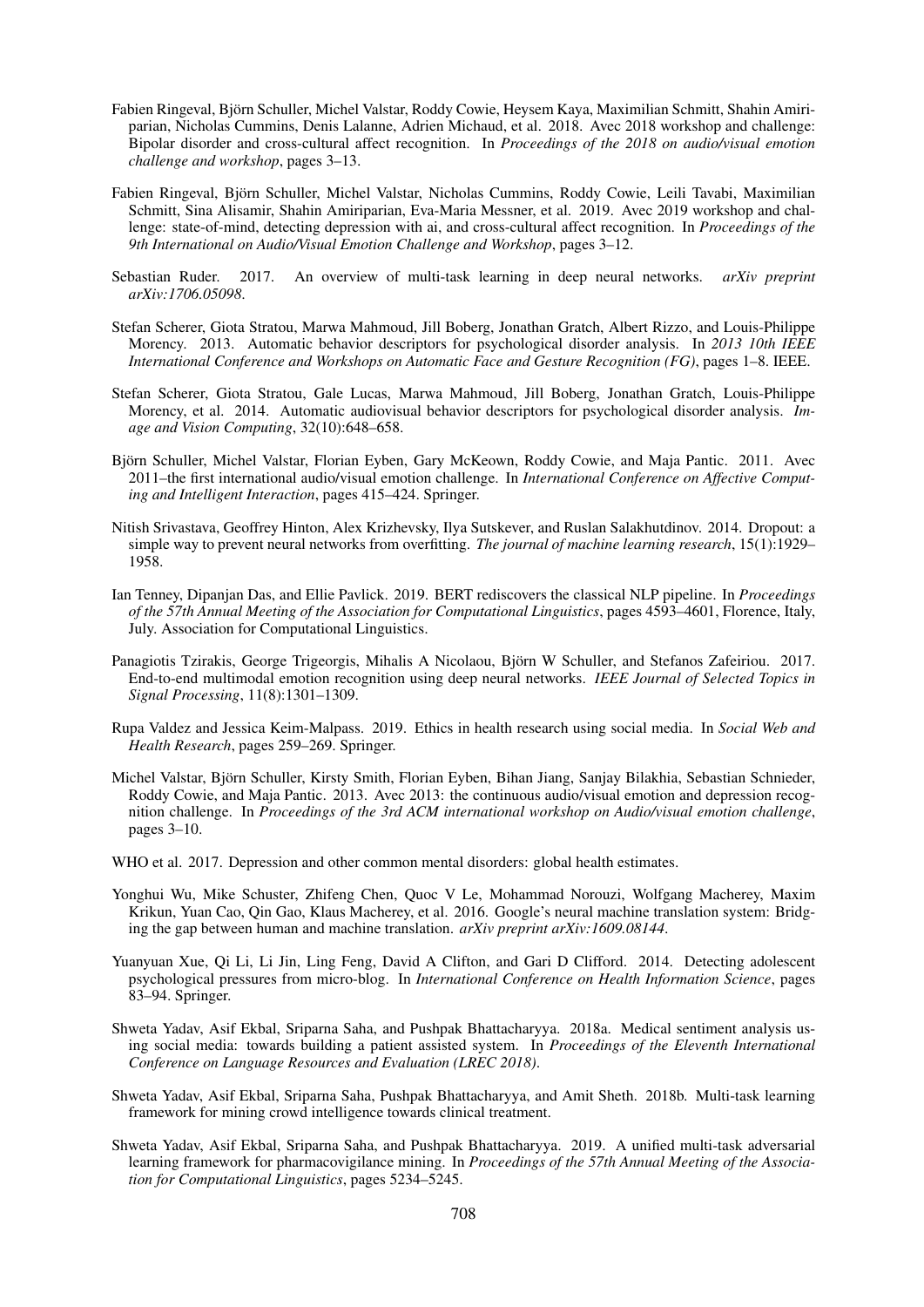Fabien Ringeval, Björn Schuller, Michel Valstar, Roddy Cowie, Heysem Kaya, Maximilian Schmitt, Shahin Amiriparian, Nicholas Cummins, Denis Lalanne, Adrien Michaud, et al. 2018. Avec 2018 workshop and challenge: Bipolar disorder and cross-cultural affect recognition. In *Proceedings of the 2018 on audio/visual emotion challenge and workshop*, pages 3–13.

Fabien Ringeval, Björn Schuller, Michel Valstar, Nicholas Cummins, Roddy Cowie, Leili Tavabi, Maximilian Schmitt, Sina Alisamir, Shahin Amiriparian, Eva-Maria Messner, et al. 2019. Avec 2019 workshop and challenge: state-of-mind, detecting depression with ai, and cross-cultural affect recognition. In *Proceedings of the 9th International on Audio/Visual Emotion Challenge and Workshop*, pages 3–12.

Sebastian Ruder. 2017. An overview of multi-task learning in deep neural networks. *arXiv preprint arXiv:1706.05098*.

Stefan Scherer, Giota Stratou, Marwa Mahmoud, Jill Boberg, Jonathan Gratch, Albert Rizzo, and Louis-Philippe Morency. 2013. Automatic behavior descriptors for psychological disorder analysis. In *2013 10th IEEE International Conference and Workshops on Automatic Face and Gesture Recognition (FG)*, pages 1–8. IEEE.

Stefan Scherer, Giota Stratou, Gale Lucas, Marwa Mahmoud, Jill Boberg, Jonathan Gratch, Louis-Philippe Morency, et al. 2014. Automatic audiovisual behavior descriptors for psychological disorder analysis. *Image and Vision Computing*, 32(10):648–658.

Björn Schuller, Michel Valstar, Florian Eyben, Gary McKeown, Roddy Cowie, and Maja Pantic. 2011. Avec 2011–the first international audio/visual emotion challenge. In *International Conference on Affective Computing and Intelligent Interaction*, pages 415–424. Springer.

Nitish Srivastava, Geoffrey Hinton, Alex Krizhevsky, Ilya Sutskever, and Ruslan Salakhutdinov. 2014. Dropout: a simple way to prevent neural networks from overfitting. *The journal of machine learning research*, 15(1):1929–1958.

Ian Tenney, Dipanjan Das, and Ellie Pavlick. 2019. BERT rediscovers the classical NLP pipeline. In *Proceedings of the 57th Annual Meeting of the Association for Computational Linguistics*, pages 4593–4601, Florence, Italy, July. Association for Computational Linguistics.

Panagiotis Tzirakis, George Trigeorgis, Mihalis A Nicolaou, Björn W Schuller, and Stefanos Zafeiriou. 2017. End-to-end multimodal emotion recognition using deep neural networks. *IEEE Journal of Selected Topics in Signal Processing*, 11(8):1301–1309.

Rupa Valdez and Jessica Keim-Malpass. 2019. Ethics in health research using social media. In *Social Web and Health Research*, pages 259–269. Springer.

Michel Valstar, Björn Schuller, Kirsty Smith, Florian Eyben, Bihan Jiang, Sanjay Bilakhia, Sebastian Schnieder, Roddy Cowie, and Maja Pantic. 2013. Avec 2013: the continuous audio/visual emotion and depression recognition challenge. In *Proceedings of the 3rd ACM international workshop on Audio/visual emotion challenge*, pages 3–10.

WHO et al. 2017. Depression and other common mental disorders: global health estimates.

Yonghui Wu, Mike Schuster, Zhifeng Chen, Quoc V Le, Mohammad Norouzi, Wolfgang Macherey, Maxim Krikun, Yuan Cao, Qin Gao, Klaus Macherey, et al. 2016. Google's neural machine translation system: Bridging the gap between human and machine translation. *arXiv preprint arXiv:1609.08144*.

Yuanyuan Xue, Qi Li, Li Jin, Ling Feng, David A Clifton, and Gari D Clifford. 2014. Detecting adolescent psychological pressures from micro-blog. In *International Conference on Health Information Science*, pages 83–94. Springer.

Shweta Yadav, Asif Ekbal, Sriparna Saha, and Pushpak Bhattacharyya. 2018a. Medical sentiment analysis using social media: towards building a patient assisted system. In *Proceedings of the Eleventh International Conference on Language Resources and Evaluation (LREC 2018)*.

Shweta Yadav, Asif Ekbal, Sriparna Saha, Pushpak Bhattacharyya, and Amit Sheth. 2018b. Multi-task learning framework for mining crowd intelligence towards clinical treatment.

Shweta Yadav, Asif Ekbal, Sriparna Saha, and Pushpak Bhattacharyya. 2019. A unified multi-task adversarial learning framework for pharmacovigilance mining. In *Proceedings of the 57th Annual Meeting of the Association for Computational Linguistics*, pages 5234–5245.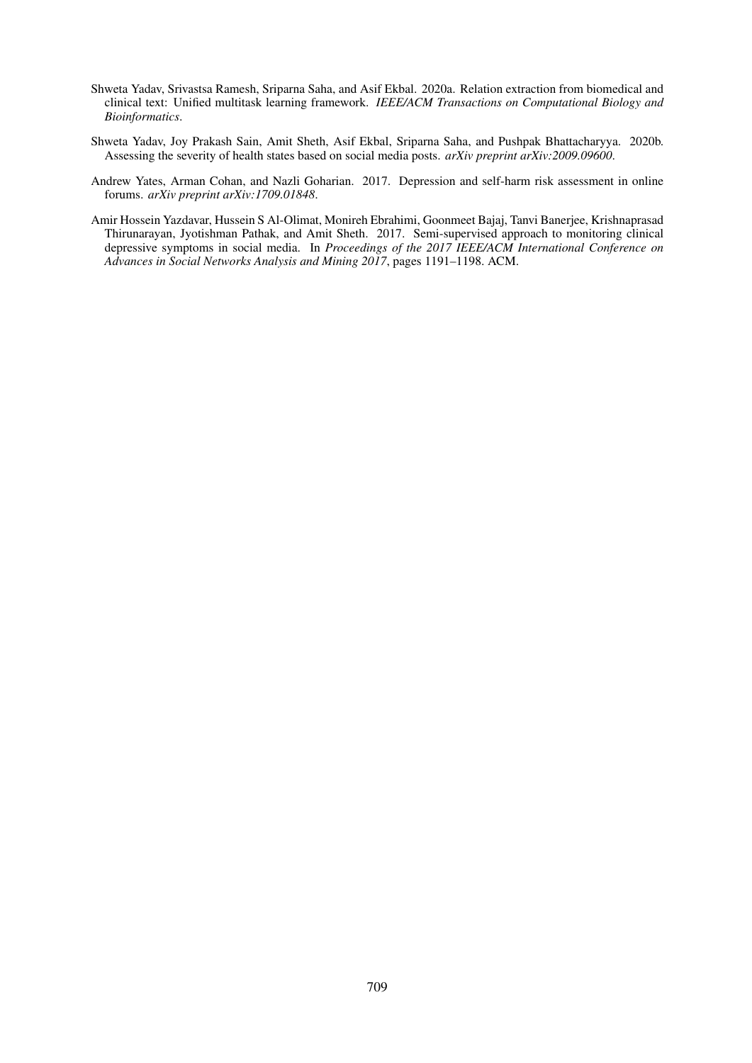Shweta Yadav, Srivastsa Ramesh, Sriparna Saha, and Asif Ekbal. 2020a. Relation extraction from biomedical and clinical text: Unified multitask learning framework. *IEEE/ACM Transactions on Computational Biology and Bioinformatics*.

Shweta Yadav, Joy Prakash Sain, Amit Sheth, Asif Ekbal, Sriparna Saha, and Pushpak Bhattacharyya. 2020b. Assessing the severity of health states based on social media posts. *arXiv preprint arXiv:2009.09600*.

Andrew Yates, Arman Cohan, and Nazli Goharian. 2017. Depression and self-harm risk assessment in online forums. *arXiv preprint arXiv:1709.01848*.

Amir Hossein Yazdavar, Hussein S Al-Olimat, Monireh Ebrahimi, Goonmeet Bajaj, Tanvi Banerjee, Krishnaprasad Thirunarayan, Jyotishman Pathak, and Amit Sheth. 2017. Semi-supervised approach to monitoring clinical depressive symptoms in social media. In *Proceedings of the 2017 IEEE/ACM International Conference on Advances in Social Networks Analysis and Mining 2017*, pages 1191–1198. ACM.